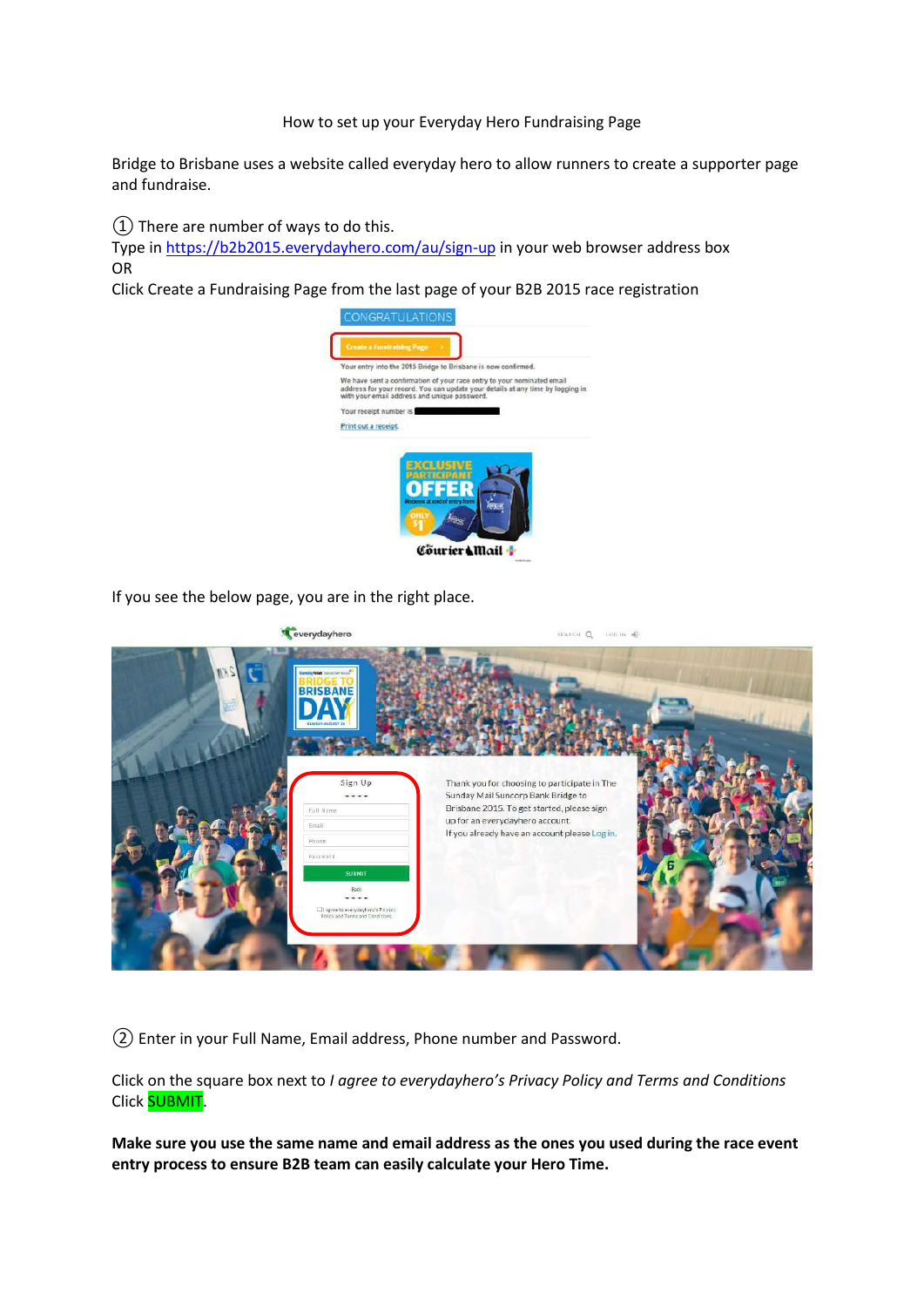How to set up your Everyday Hero Fundraising Page

Bridge to Brisbane uses a website called everyday hero to allow runners to create a supporter page and fundraise.

① There are number of ways to do this.
Type in https://b2b2015.everydayhero.com/au/sign-up in your web browser address box
OR
Click Create a Fundraising Page from the last page of your B2B 2015 race registration

If you see the below page, you are in the right place.

② Enter in your Full Name, Email address, Phone number and Password.

Click on the square box next to *I agree to everydayhero's Privacy Policy and Terms and Conditions*
Click SUBMIT.

**Make sure you use the same name and email address as the ones you used during the race event entry process to ensure B2B team can easily calculate your Hero Time.**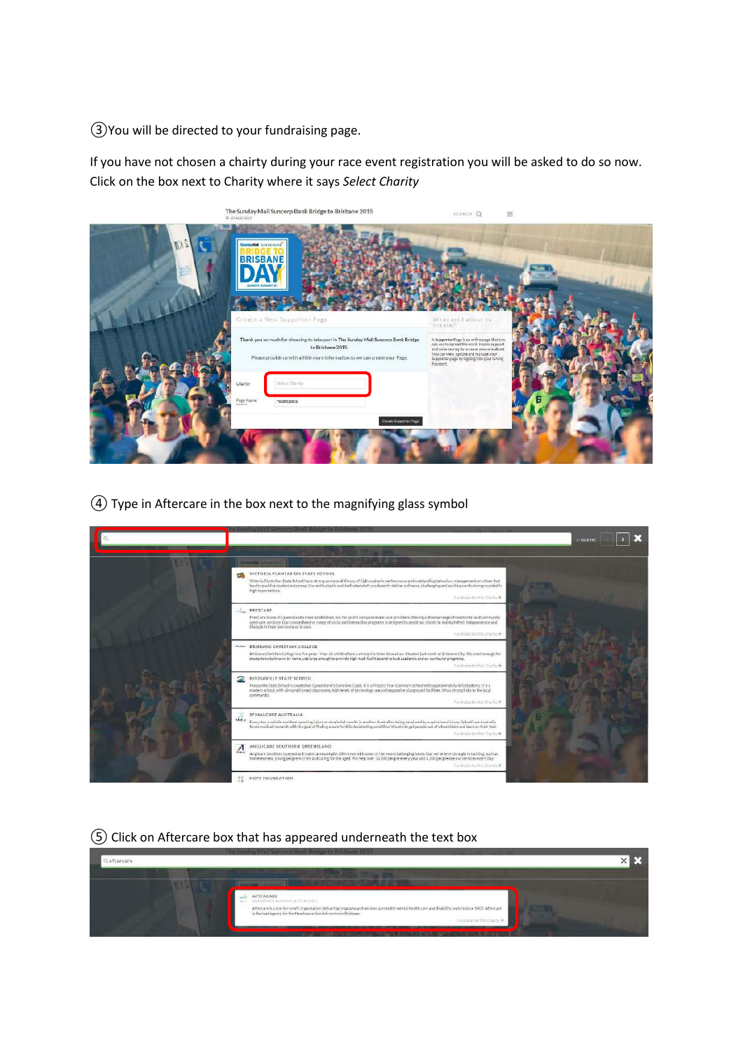③You will be directed to your fundraising page.

If you have not chosen a chairty during your race event registration you will be asked to do so now. Click on the box next to Charity where it says *Select Charity*

④ Type in Aftercare in the box next to the magnifying glass symbol

⑤ Click on Aftercare box that has appeared underneath the text box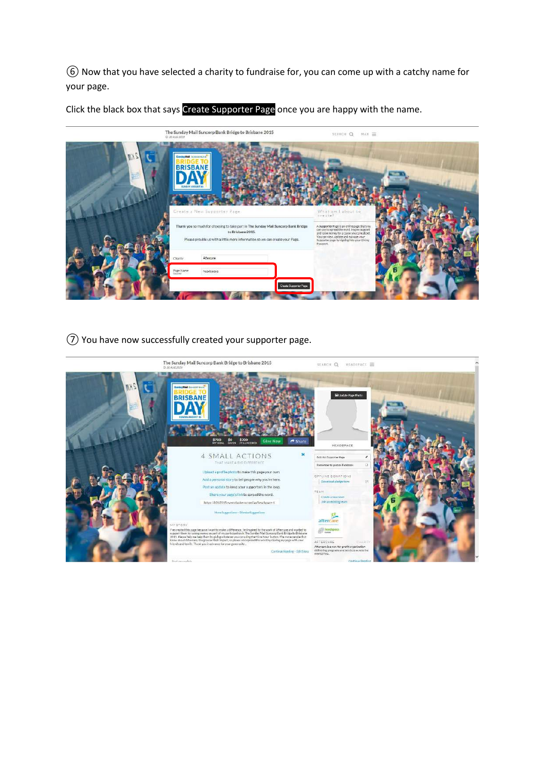⑥ Now that you have selected a charity to fundraise for, you can come up with a catchy name for your page.

Click the black box that says **Create Supporter Page** once you are happy with the name.

⑦ You have now successfully created your supporter page.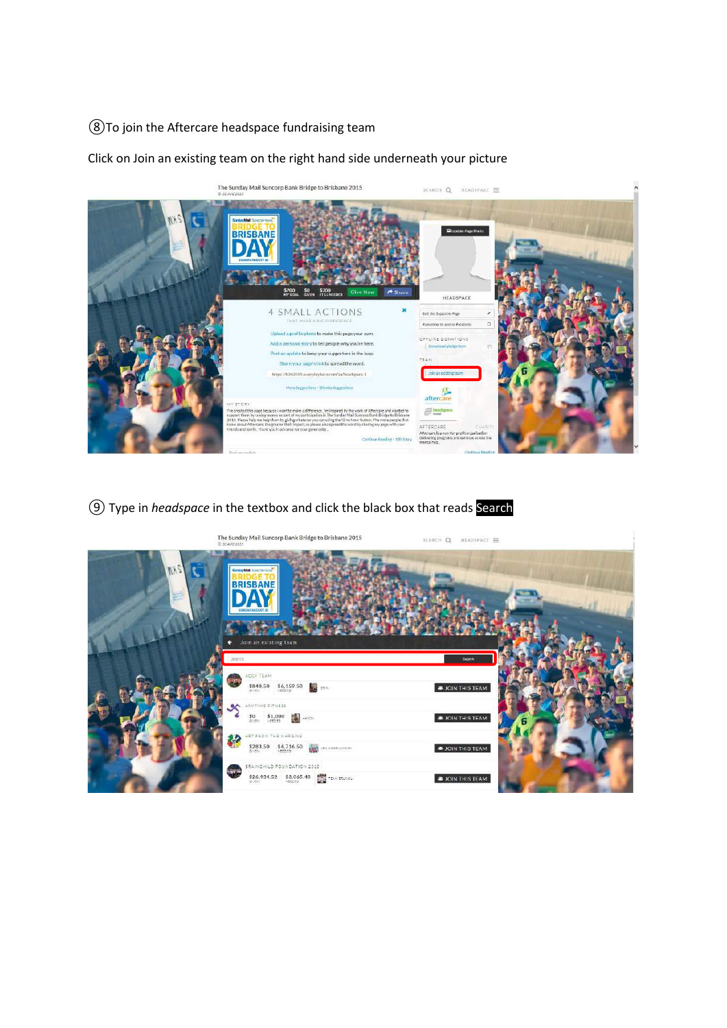⑧To join the Aftercare headspace fundraising team

Click on Join an existing team on the right hand side underneath your picture

⑨ Type in *headspace* in the textbox and click the black box that reads **Search**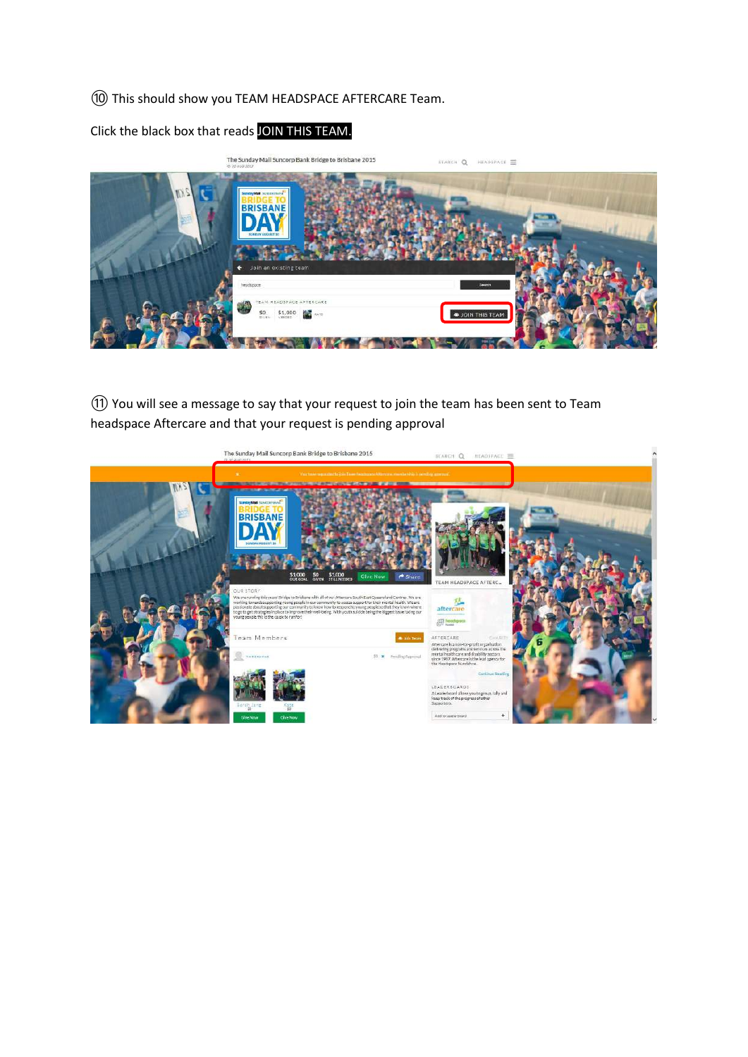⑩ This should show you TEAM HEADSPACE AFTERCARE Team.

Click the black box that reads JOIN THIS TEAM.

⑪ You will see a message to say that your request to join the team has been sent to Team headspace Aftercare and that your request is pending approval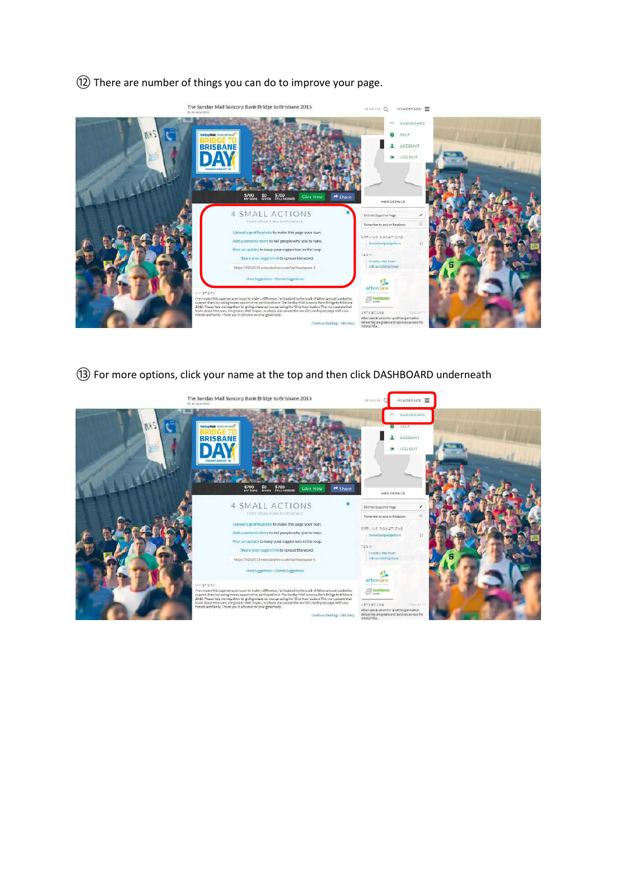⑫ There are number of things you can do to improve your page.

⑬ For more options, click your name at the top and then click DASHBOARD underneath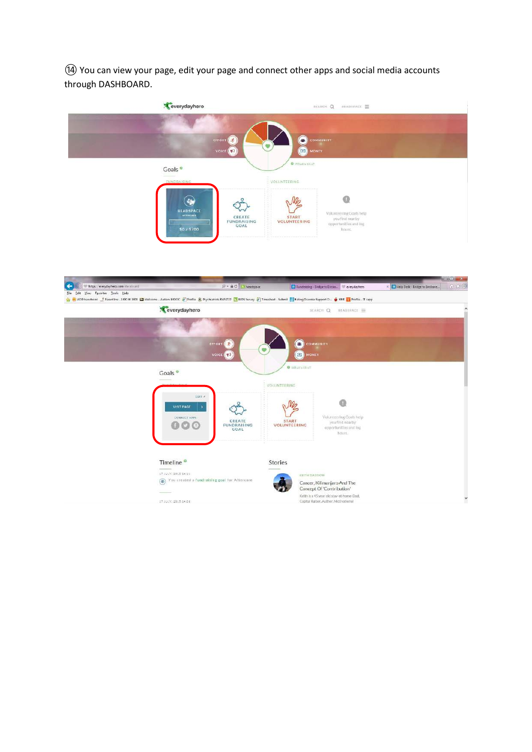⑭ You can view your page, edit your page and connect other apps and social media accounts through DASHBOARD.